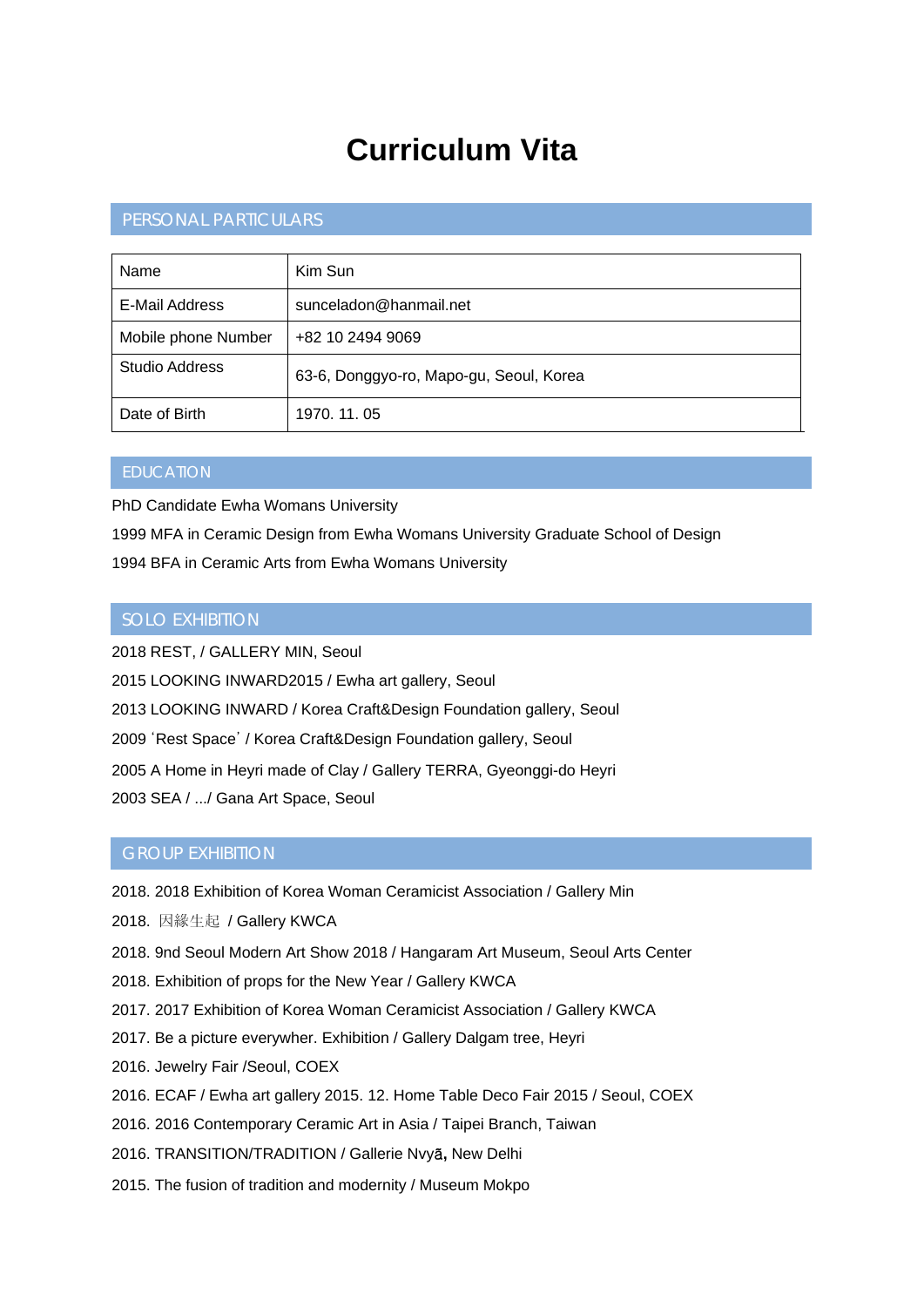# Curriculum Vita

## PERSONAL PARTICULARS

| Name | Kim Sun |
|---|---|
| E-Mail Address | sunceladon@hanmail.net |
| Mobile phone Number | +82 10 2494 9069 |
| Studio Address | 63-6, Donggyo-ro, Mapo-gu, Seoul, Korea |
| Date of Birth | 1970. 11. 05 |

## EDUCATION

PhD Candidate Ewha Womans University

1999 MFA in Ceramic Design from Ewha Womans University Graduate School of Design

1994 BFA in Ceramic Arts from Ewha Womans University

## SOLO EXHIBITION

2018 REST, / GALLERY MIN, Seoul

2015 LOOKING INWARD2015 / Ewha art gallery, Seoul

2013 LOOKING INWARD / Korea Craft&Design Foundation gallery, Seoul

2009 'Rest Space' / Korea Craft&Design Foundation gallery, Seoul

2005 A Home in Heyri made of Clay / Gallery TERRA, Gyeonggi-do Heyri

2003 SEA / .../ Gana Art Space, Seoul

## GROUP EXHIBITION

2018. 2018 Exhibition of Korea Woman Ceramicist Association / Gallery Min

2018. 因緣生起 / Gallery KWCA

2018. 9nd Seoul Modern Art Show 2018 / Hangaram Art Museum, Seoul Arts Center

2018. Exhibition of props for the New Year / Gallery KWCA

2017. 2017 Exhibition of Korea Woman Ceramicist Association / Gallery KWCA

2017. Be a picture everywher. Exhibition / Gallery Dalgam tree, Heyri

2016. Jewelry Fair /Seoul, COEX

2016. ECAF / Ewha art gallery 2015. 12. Home Table Deco Fair 2015 / Seoul, COEX

2016. 2016 Contemporary Ceramic Art in Asia / Taipei Branch, Taiwan

2016. TRANSITION/TRADITION / Gallerie Nvyā**,** New Delhi

2015. The fusion of tradition and modernity / Museum Mokpo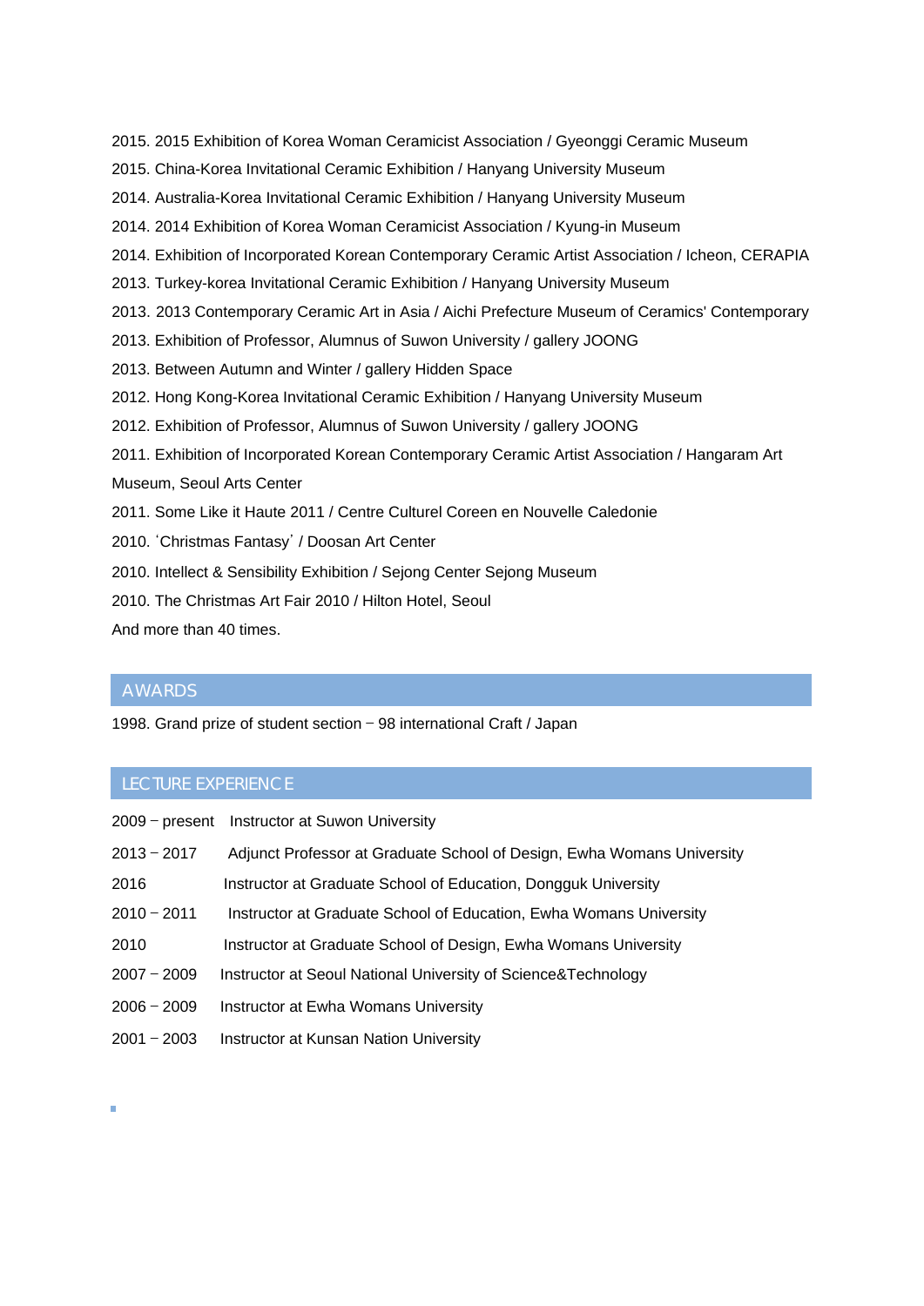2015. 2015 Exhibition of Korea Woman Ceramicist Association / Gyeonggi Ceramic Museum

2015. China-Korea Invitational Ceramic Exhibition / Hanyang University Museum

2014. Australia-Korea Invitational Ceramic Exhibition / Hanyang University Museum

2014. 2014 Exhibition of Korea Woman Ceramicist Association / Kyung-in Museum

2014. Exhibition of Incorporated Korean Contemporary Ceramic Artist Association / Icheon, CERAPIA

2013. Turkey-korea Invitational Ceramic Exhibition / Hanyang University Museum

2013. 2013 Contemporary Ceramic Art in Asia / Aichi Prefecture Museum of Ceramics' Contemporary

2013. Exhibition of Professor, Alumnus of Suwon University / gallery JOONG

2013. Between Autumn and Winter / gallery Hidden Space

2012. Hong Kong-Korea Invitational Ceramic Exhibition / Hanyang University Museum

2012. Exhibition of Professor, Alumnus of Suwon University / gallery JOONG

2011. Exhibition of Incorporated Korean Contemporary Ceramic Artist Association / Hangaram Art Museum, Seoul Arts Center

2011. Some Like it Haute 2011 / Centre Culturel Coreen en Nouvelle Caledonie

2010. 'Christmas Fantasy' / Doosan Art Center

2010. Intellect & Sensibility Exhibition / Sejong Center Sejong Museum

2010. The Christmas Art Fair 2010 / Hilton Hotel, Seoul

And more than 40 times.

## AWARDS

1998. Grand prize of student section – 98 international Craft / Japan

## LECTURE EXPERIENCE

2009 – present Instructor at Suwon University

2013 – 2017 Adjunct Professor at Graduate School of Design, Ewha Womans University

2016 Instructor at Graduate School of Education, Dongguk University

2010 – 2011 Instructor at Graduate School of Education, Ewha Womans University

2010 Instructor at Graduate School of Design, Ewha Womans University

2007 – 2009 Instructor at Seoul National University of Science&Technology

2006 – 2009 Instructor at Ewha Womans University

2001 – 2003 Instructor at Kunsan Nation University